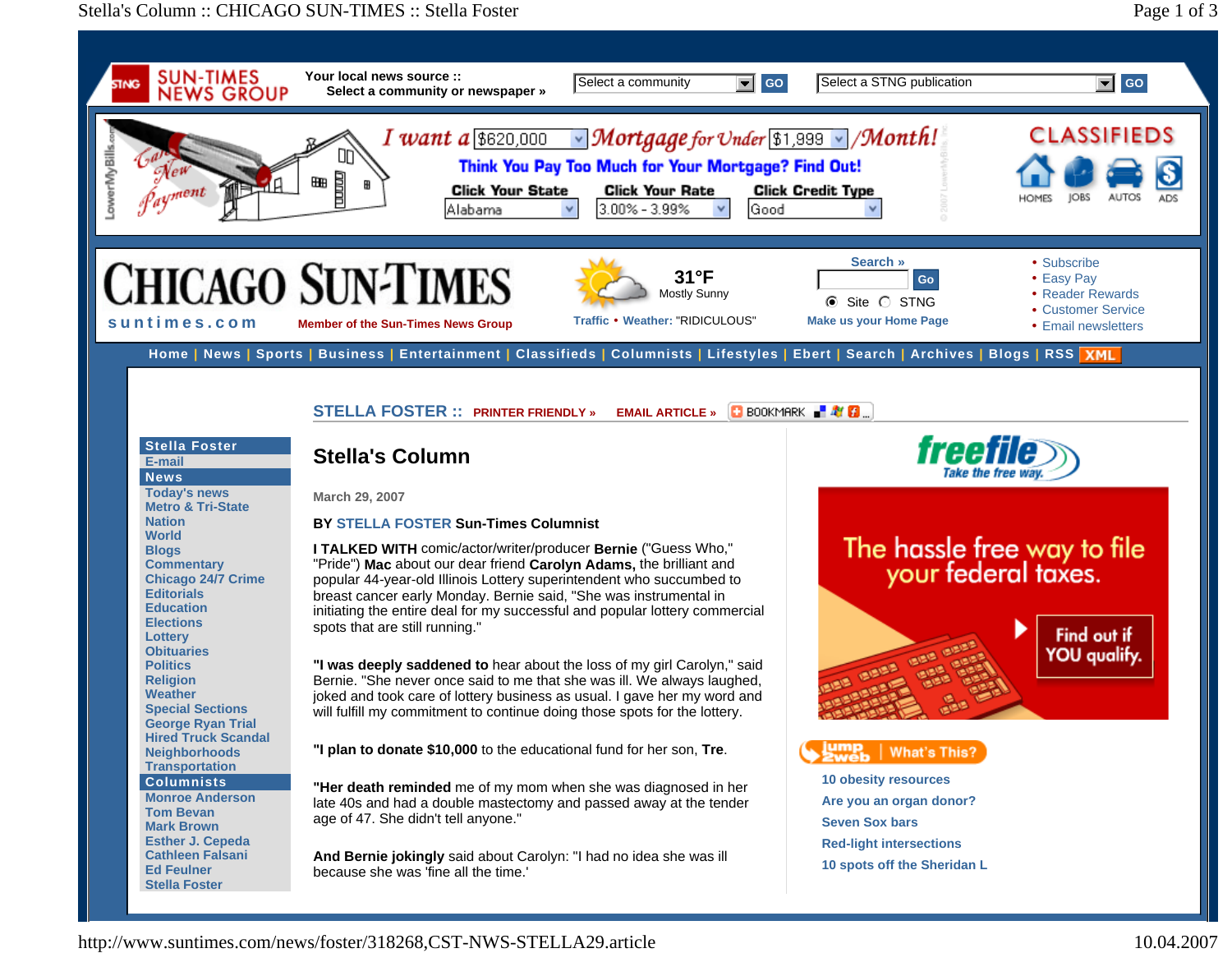# Stella's Column

March 29, 2007

BY STELLA FOSTER Sun-Times Columnist

**I TALKED WITH** comic/actor/writer/producer **Bernie** ("Guess Who," "Pride") **Mac** about our dear friend **Carolyn Adams,** the brilliant and popular 44-year-old Illinois Lottery superintendent who succumbed to breast cancer early Monday. Bernie said, "She was instrumental in initiating the entire deal for my successful and popular lottery commercial spots that are still running."

**"I was deeply saddened to** hear about the loss of my girl Carolyn," said Bernie. "She never once said to me that she was ill. We always laughed, joked and took care of lottery business as usual. I gave her my word and will fulfill my commitment to continue doing those spots for the lottery.

**"I plan to donate $10,000** to the educational fund for her son, **Tre**.

**"Her death reminded** me of my mom when she was diagnosed in her late 40s and had a double mastectomy and passed away at the tender age of 47. She didn't tell anyone."

**And Bernie jokingly** said about Carolyn: "I had no idea she was ill because she was 'fine all the time.'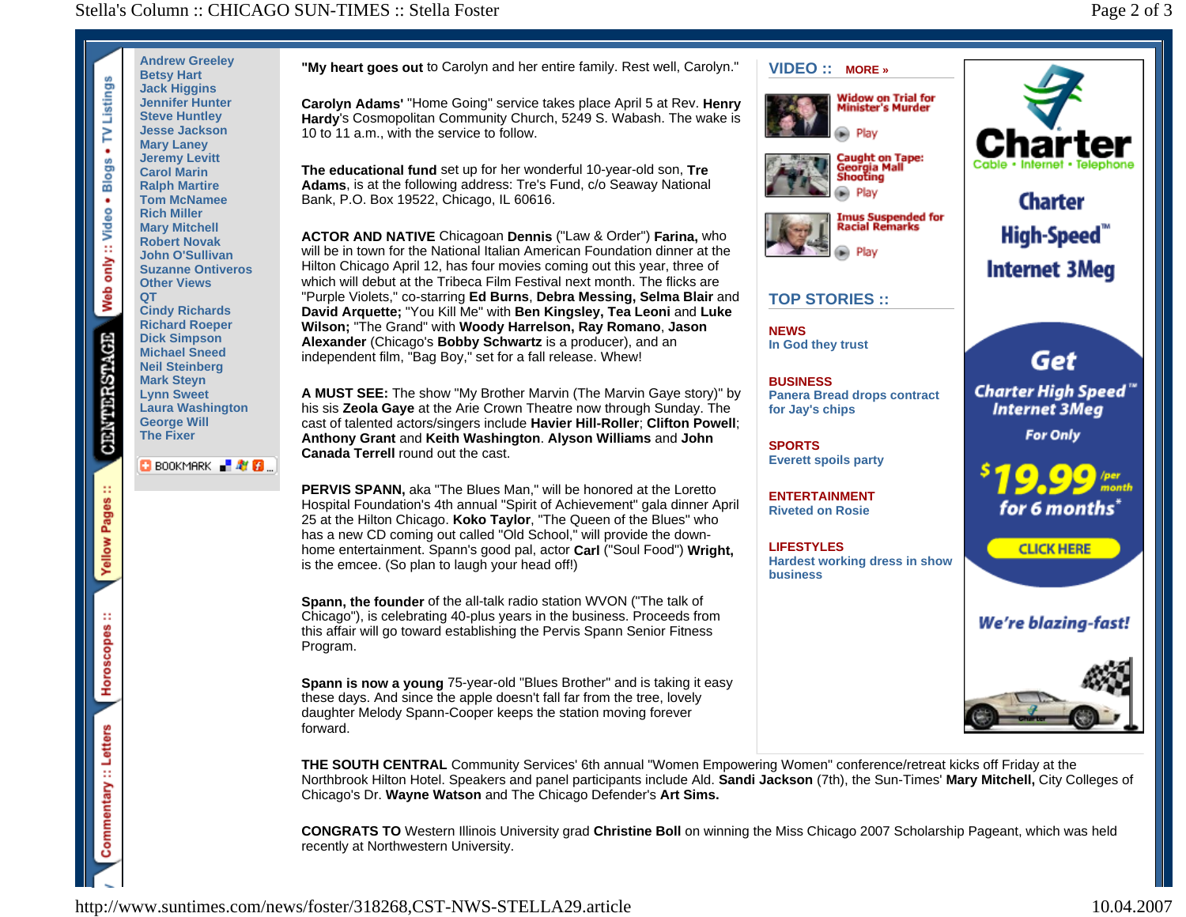Andrew Greeley
Betsy Hart
Jack Higgins
Jennifer Hunter
Steve Huntley
Jesse Jackson
Mary Laney
Jeremy Levitt
Carol Marin
Ralph Martire
Tom McNamee
Rich Miller
Mary Mitchell
Robert Novak
John O'Sullivan
Suzanne Ontiveros
Other Views
QT
Cindy Richards
Richard Roeper
Dick Simpson
Michael Sneed
Neil Steinberg
Mark Steyn
Lynn Sweet
Laura Washington
George Will
The Fixer

**"My heart goes out** to Carolyn and her entire family. Rest well, Carolyn."

**Carolyn Adams'** "Home Going" service takes place April 5 at Rev. **Henry Hardy**'s Cosmopolitan Community Church, 5249 S. Wabash. The wake is 10 to 11 a.m., with the service to follow.

**The educational fund** set up for her wonderful 10-year-old son, **Tre Adams**, is at the following address: Tre's Fund, c/o Seaway National Bank, P.O. Box 19522, Chicago, IL 60616.

**ACTOR AND NATIVE** Chicagoan **Dennis** ("Law & Order") **Farina,** who will be in town for the National Italian American Foundation dinner at the Hilton Chicago April 12, has four movies coming out this year, three of which will debut at the Tribeca Film Festival next month. The flicks are "Purple Violets," co-starring **Ed Burns**, **Debra Messing, Selma Blair** and **David Arquette;** "You Kill Me" with **Ben Kingsley, Tea Leoni** and **Luke Wilson;** "The Grand" with **Woody Harrelson, Ray Romano**, **Jason Alexander** (Chicago's **Bobby Schwartz** is a producer), and an independent film, "Bag Boy," set for a fall release. Whew!

**A MUST SEE:** The show "My Brother Marvin (The Marvin Gaye story)" by his sis **Zeola Gaye** at the Arie Crown Theatre now through Sunday. The cast of talented actors/singers include **Havier Hill-Roller**; **Clifton Powell**; **Anthony Grant** and **Keith Washington**. **Alyson Williams** and **John Canada Terrell** round out the cast.

**PERVIS SPANN,** aka "The Blues Man," will be honored at the Loretto Hospital Foundation's 4th annual "Spirit of Achievement" gala dinner April 25 at the Hilton Chicago. **Koko Taylor**, "The Queen of the Blues" who has a new CD coming out called "Old School," will provide the down-home entertainment. Spann's good pal, actor **Carl** ("Soul Food") **Wright,** is the emcee. (So plan to laugh your head off!)

**Spann, the founder** of the all-talk radio station WVON ("The talk of Chicago"), is celebrating 40-plus years in the business. Proceeds from this affair will go toward establishing the Pervis Spann Senior Fitness Program.

**Spann is now a young** 75-year-old "Blues Brother" and is taking it easy these days. And since the apple doesn't fall far from the tree, lovely daughter Melody Spann-Cooper keeps the station moving forever forward.

**THE SOUTH CENTRAL** Community Services' 6th annual "Women Empowering Women" conference/retreat kicks off Friday at the Northbrook Hilton Hotel. Speakers and panel participants include Ald. **Sandi Jackson** (7th), the Sun-Times' **Mary Mitchell,** City Colleges of Chicago's Dr. **Wayne Watson** and The Chicago Defender's **Art Sims.**

**CONGRATS TO** Western Illinois University grad **Christine Boll** on winning the Miss Chicago 2007 Scholarship Pageant, which was held recently at Northwestern University.

## VIDEO :: MORE »

Widow on Trial for Minister's Murder — Play

Caught on Tape: Georgia Mall Shooting — Play

Imus Suspended for Racial Remarks — Play

## TOP STORIES ::

**NEWS**
In God they trust

**BUSINESS**
Panera Bread drops contract for Jay's chips

**SPORTS**
Everett spoils party

**ENTERTAINMENT**
Riveted on Rosie

**LIFESTYLES**
Hardest working dress in show business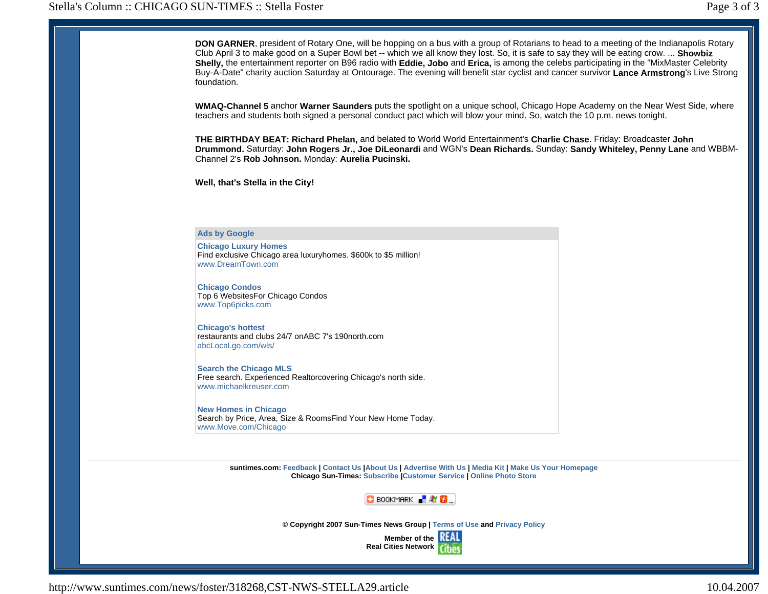**DON GARNER**, president of Rotary One, will be hopping on a bus with a group of Rotarians to head to a meeting of the Indianapolis Rotary Club April 3 to make good on a Super Bowl bet -- which we all know they lost. So, it is safe to say they will be eating crow. ... **Showbiz Shelly,** the entertainment reporter on B96 radio with **Eddie, Jobo** and **Erica,** is among the celebs participating in the "MixMaster Celebrity Buy-A-Date" charity auction Saturday at Ontourage. The evening will benefit star cyclist and cancer survivor **Lance Armstrong**'s Live Strong foundation.

**WMAQ-Channel 5** anchor **Warner Saunders** puts the spotlight on a unique school, Chicago Hope Academy on the Near West Side, where teachers and students both signed a personal conduct pact which will blow your mind. So, watch the 10 p.m. news tonight.

**THE BIRTHDAY BEAT: Richard Phelan,** and belated to World World Entertainment's **Charlie Chase**. Friday: Broadcaster **John Drummond.** Saturday: **John Rogers Jr., Joe DiLeonardi** and WGN's **Dean Richards.** Sunday: **Sandy Whiteley, Penny Lane** and WBBM-Channel 2's **Rob Johnson.** Monday: **Aurelia Pucinski.**

**Well, that's Stella in the City!**

**Ads by Google**

**Chicago Luxury Homes**
Find exclusive Chicago area luxuryhomes. $600k to $5 million!
www.DreamTown.com

**Chicago Condos**
Top 6 WebsitesFor Chicago Condos
www.Top6picks.com

**Chicago's hottest**
restaurants and clubs 24/7 onABC 7's 190north.com
abcLocal.go.com/wls/

**Search the Chicago MLS**
Free search. Experienced Realtorcovering Chicago's north side.
www.michaelkreuser.com

**New Homes in Chicago**
Search by Price, Area, Size & RoomsFind Your New Home Today.
www.Move.com/Chicago

---

**suntimes.com:** Feedback | Contact Us |About Us | Advertise With Us | Media Kit | Make Us Your Homepage
**Chicago Sun-Times:** Subscribe |Customer Service | Online Photo Store

BOOKMARK

**© Copyright 2007 Sun-Times News Group |** Terms of Use **and** Privacy Policy

**Member of the Real Cities Network**